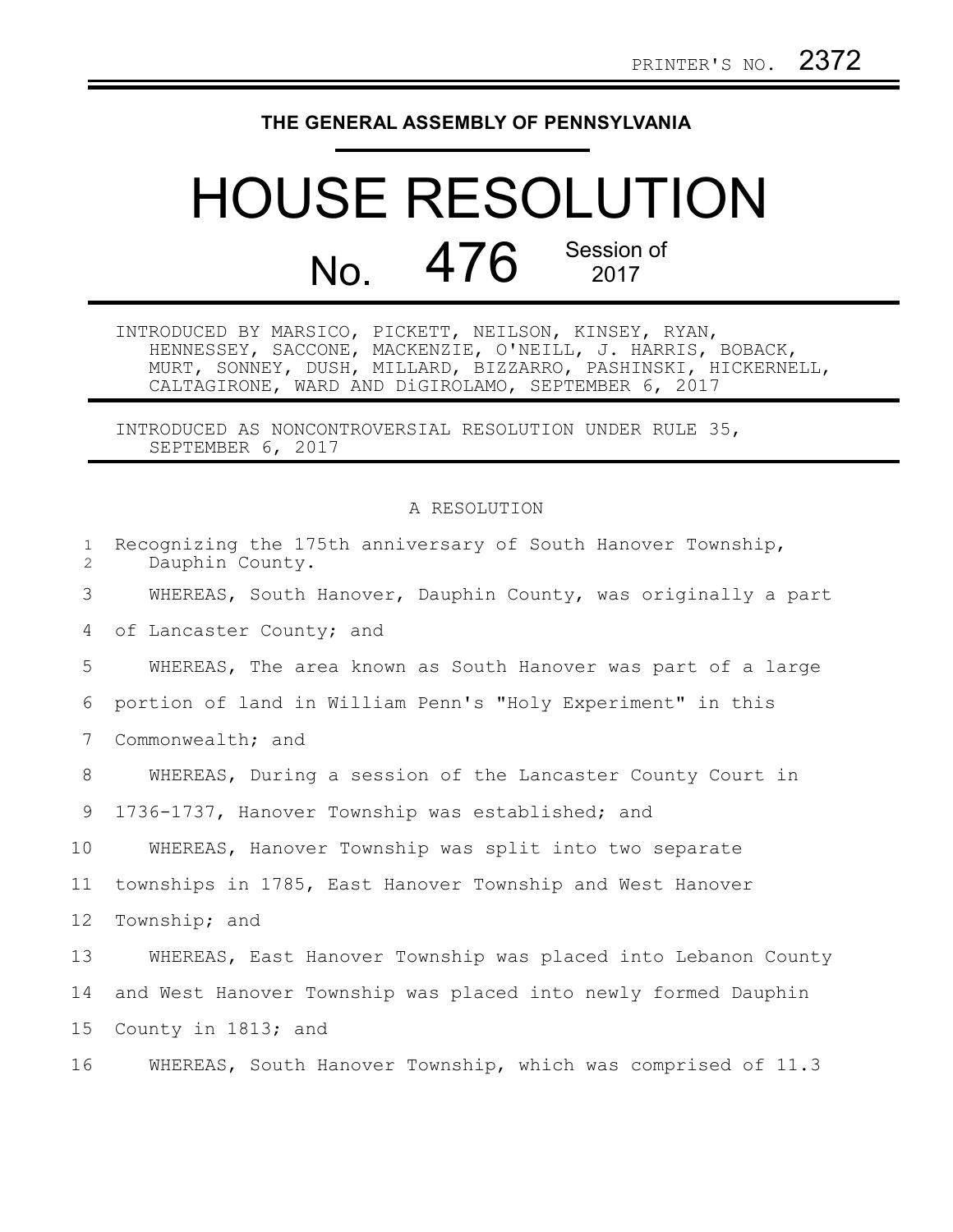PRINTER'S NO. 2372

**THE GENERAL ASSEMBLY OF PENNSYLVANIA**

# HOUSE RESOLUTION

## No. 476 Session of 2017

INTRODUCED BY MARSICO, PICKETT, NEILSON, KINSEY, RYAN, HENNESSEY, SACCONE, MACKENZIE, O'NEILL, J. HARRIS, BOBACK, MURT, SONNEY, DUSH, MILLARD, BIZZARRO, PASHINSKI, HICKERNELL, CALTAGIRONE, WARD AND DiGIROLAMO, SEPTEMBER 6, 2017

INTRODUCED AS NONCONTROVERSIAL RESOLUTION UNDER RULE 35, SEPTEMBER 6, 2017

A RESOLUTION

Recognizing the 175th anniversary of South Hanover Township, Dauphin County.

WHEREAS, South Hanover, Dauphin County, was originally a part of Lancaster County; and

WHEREAS, The area known as South Hanover was part of a large portion of land in William Penn's "Holy Experiment" in this Commonwealth; and

WHEREAS, During a session of the Lancaster County Court in 1736-1737, Hanover Township was established; and

WHEREAS, Hanover Township was split into two separate townships in 1785, East Hanover Township and West Hanover Township; and

WHEREAS, East Hanover Township was placed into Lebanon County and West Hanover Township was placed into newly formed Dauphin County in 1813; and

WHEREAS, South Hanover Township, which was comprised of 11.3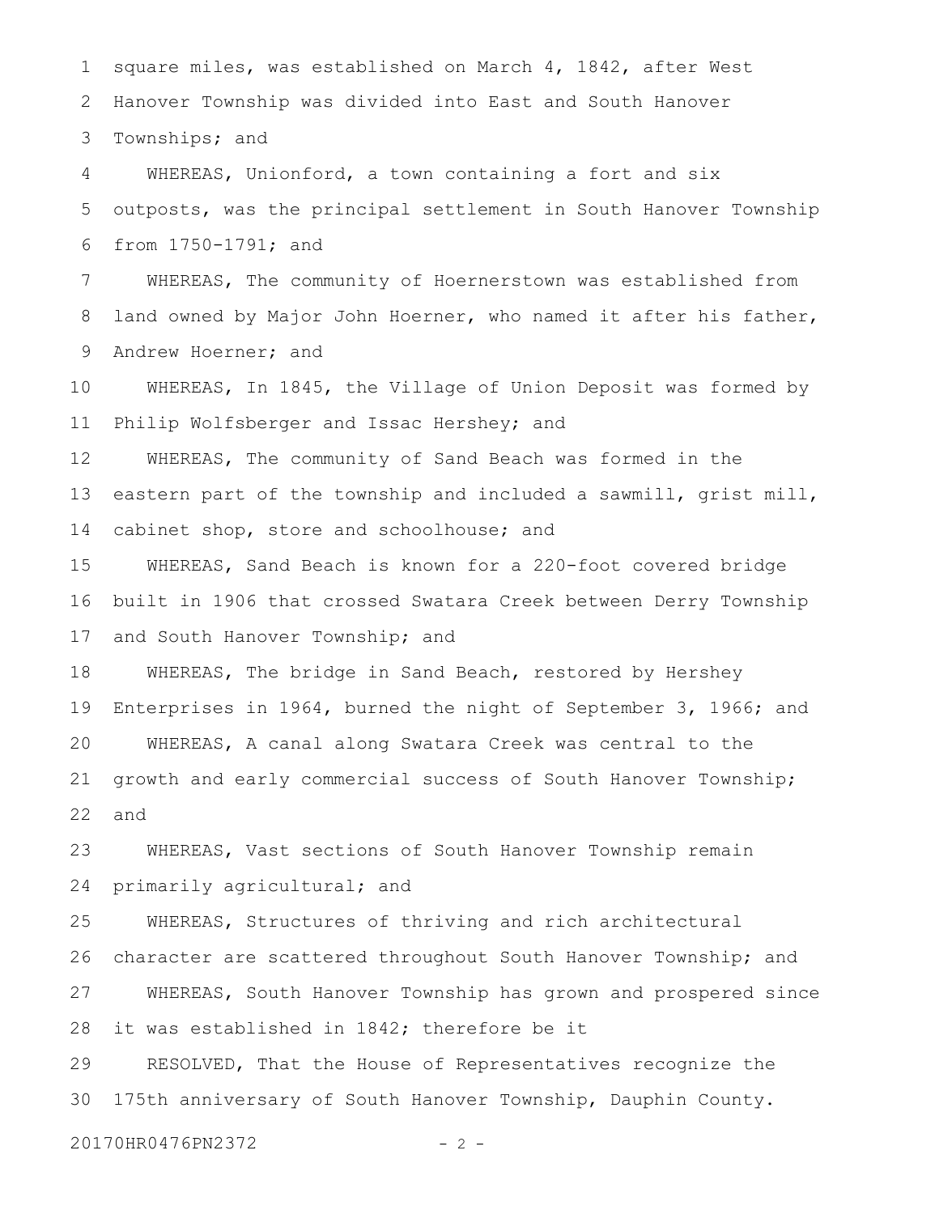square miles, was established on March 4, 1842, after West Hanover Township was divided into East and South Hanover Townships; and

WHEREAS, Unionford, a town containing a fort and six outposts, was the principal settlement in South Hanover Township from 1750-1791; and

WHEREAS, The community of Hoernerstown was established from land owned by Major John Hoerner, who named it after his father, Andrew Hoerner; and

WHEREAS, In 1845, the Village of Union Deposit was formed by Philip Wolfsberger and Issac Hershey; and

WHEREAS, The community of Sand Beach was formed in the eastern part of the township and included a sawmill, grist mill, cabinet shop, store and schoolhouse; and

WHEREAS, Sand Beach is known for a 220-foot covered bridge built in 1906 that crossed Swatara Creek between Derry Township and South Hanover Township; and

WHEREAS, The bridge in Sand Beach, restored by Hershey Enterprises in 1964, burned the night of September 3, 1966; and

WHEREAS, A canal along Swatara Creek was central to the growth and early commercial success of South Hanover Township; and

WHEREAS, Vast sections of South Hanover Township remain primarily agricultural; and

WHEREAS, Structures of thriving and rich architectural character are scattered throughout South Hanover Township; and

WHEREAS, South Hanover Township has grown and prospered since it was established in 1842; therefore be it

RESOLVED, That the House of Representatives recognize the 175th anniversary of South Hanover Township, Dauphin County.